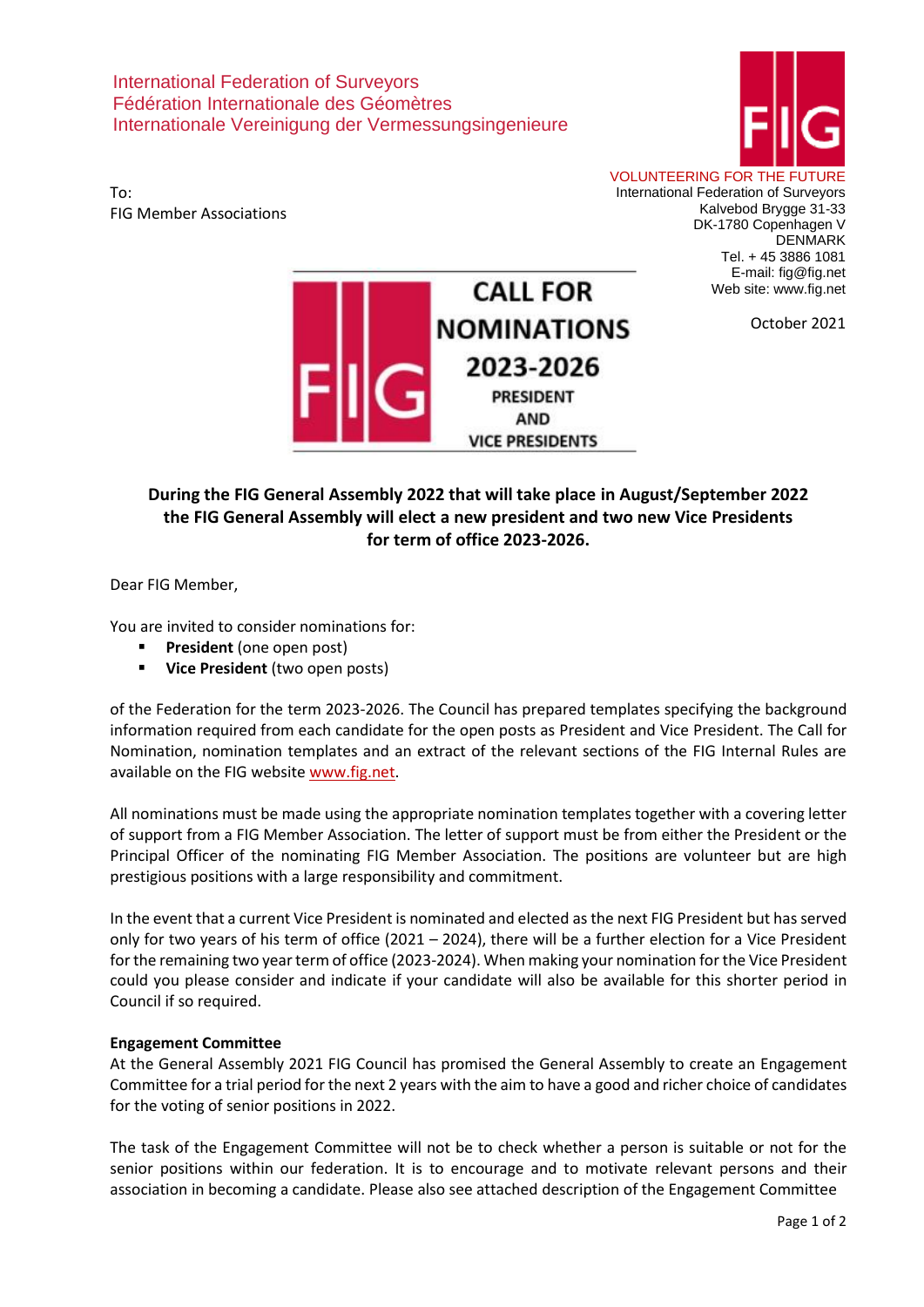International Federation of Surveyors
Fédération Internationale des Géomètres
Internationale Vereinigung der Vermessungsingenieure

VOLUNTEERING FOR THE FUTURE
International Federation of Surveyors
Kalvebod Brygge 31-33
DK-1780 Copenhagen V
DENMARK
Tel. + 45 3886 1081
E-mail: fig@fig.net
Web site: www.fig.net

To:
FIG Member Associations

October 2021

# CALL FOR NOMINATIONS 2023-2026
## PRESIDENT AND VICE PRESIDENTS

**During the FIG General Assembly 2022 that will take place in August/September 2022 the FIG General Assembly will elect a new president and two new Vice Presidents for term of office 2023-2026.**

Dear FIG Member,

You are invited to consider nominations for:

- **President** (one open post)
- **Vice President** (two open posts)

of the Federation for the term 2023-2026. The Council has prepared templates specifying the background information required from each candidate for the open posts as President and Vice President. The Call for Nomination, nomination templates and an extract of the relevant sections of the FIG Internal Rules are available on the FIG website www.fig.net.

All nominations must be made using the appropriate nomination templates together with a covering letter of support from a FIG Member Association. The letter of support must be from either the President or the Principal Officer of the nominating FIG Member Association. The positions are volunteer but are high prestigious positions with a large responsibility and commitment.

In the event that a current Vice President is nominated and elected as the next FIG President but has served only for two years of his term of office (2021 – 2024), there will be a further election for a Vice President for the remaining two year term of office (2023-2024). When making your nomination for the Vice President could you please consider and indicate if your candidate will also be available for this shorter period in Council if so required.

**Engagement Committee**

At the General Assembly 2021 FIG Council has promised the General Assembly to create an Engagement Committee for a trial period for the next 2 years with the aim to have a good and richer choice of candidates for the voting of senior positions in 2022.

The task of the Engagement Committee will not be to check whether a person is suitable or not for the senior positions within our federation. It is to encourage and to motivate relevant persons and their association in becoming a candidate. Please also see attached description of the Engagement Committee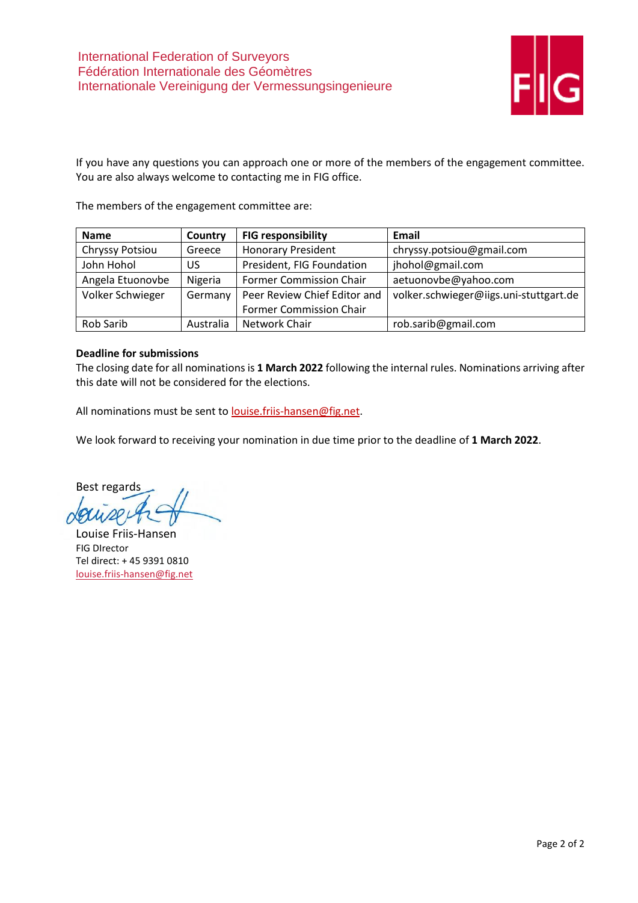International Federation of Surveyors
Fédération Internationale des Géomètres
Internationale Vereinigung der Vermessungsingenieure

If you have any questions you can approach one or more of the members of the engagement committee. You are also always welcome to contacting me in FIG office.

The members of the engagement committee are:

| Name | Country | FIG responsibility | Email |
|---|---|---|---|
| Chryssy Potsiou | Greece | Honorary President | chryssy.potsiou@gmail.com |
| John Hohol | US | President, FIG Foundation | jhohol@gmail.com |
| Angela Etuonovbe | Nigeria | Former Commission Chair | aetuonovbe@yahoo.com |
| Volker Schwieger | Germany | Peer Review Chief Editor and Former Commission Chair | volker.schwieger@iigs.uni-stuttgart.de |
| Rob Sarib | Australia | Network Chair | rob.sarib@gmail.com |

**Deadline for submissions**

The closing date for all nominations is **1 March 2022** following the internal rules. Nominations arriving after this date will not be considered for the elections.

All nominations must be sent to louise.friis-hansen@fig.net.

We look forward to receiving your nomination in due time prior to the deadline of **1 March 2022**.

Best regards

Louise Friis-Hansen
FIG DIrector
Tel direct: + 45 9391 0810
louise.friis-hansen@fig.net